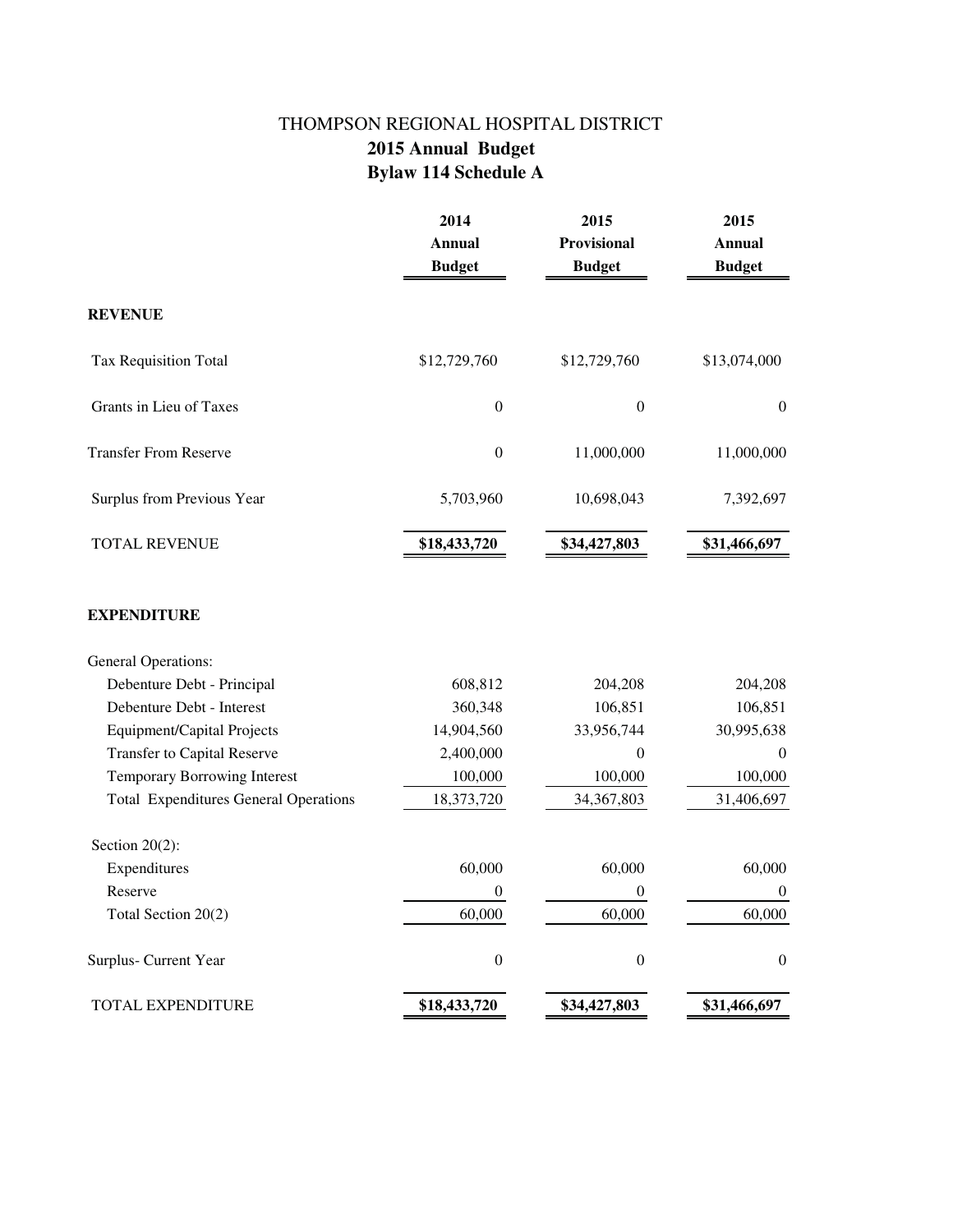# THOMPSON REGIONAL HOSPITAL DISTRICT
## 2015 Annual Budget
## Bylaw 114 Schedule A

| | 2014 Annual Budget | 2015 Provisional Budget | 2015 Annual Budget |
|---|---|---|---|
| **REVENUE** | | | |
| Tax Requisition Total | $12,729,760 | $12,729,760 | $13,074,000 |
| Grants in Lieu of Taxes | 0 | 0 | 0 |
| Transfer From Reserve | 0 | 11,000,000 | 11,000,000 |
| Surplus from Previous Year | 5,703,960 | 10,698,043 | 7,392,697 |
| TOTAL REVENUE | $18,433,720 | $34,427,803 | $31,466,697 |
| **EXPENDITURE** | | | |
| General Operations: | | | |
| Debenture Debt - Principal | 608,812 | 204,208 | 204,208 |
| Debenture Debt - Interest | 360,348 | 106,851 | 106,851 |
| Equipment/Capital Projects | 14,904,560 | 33,956,744 | 30,995,638 |
| Transfer to Capital Reserve | 2,400,000 | 0 | 0 |
| Temporary Borrowing Interest | 100,000 | 100,000 | 100,000 |
| Total Expenditures General Operations | 18,373,720 | 34,367,803 | 31,406,697 |
| Section 20(2): | | | |
| Expenditures | 60,000 | 60,000 | 60,000 |
| Reserve | 0 | 0 | 0 |
| Total Section 20(2) | 60,000 | 60,000 | 60,000 |
| Surplus- Current Year | 0 | 0 | 0 |
| TOTAL EXPENDITURE | $18,433,720 | $34,427,803 | $31,466,697 |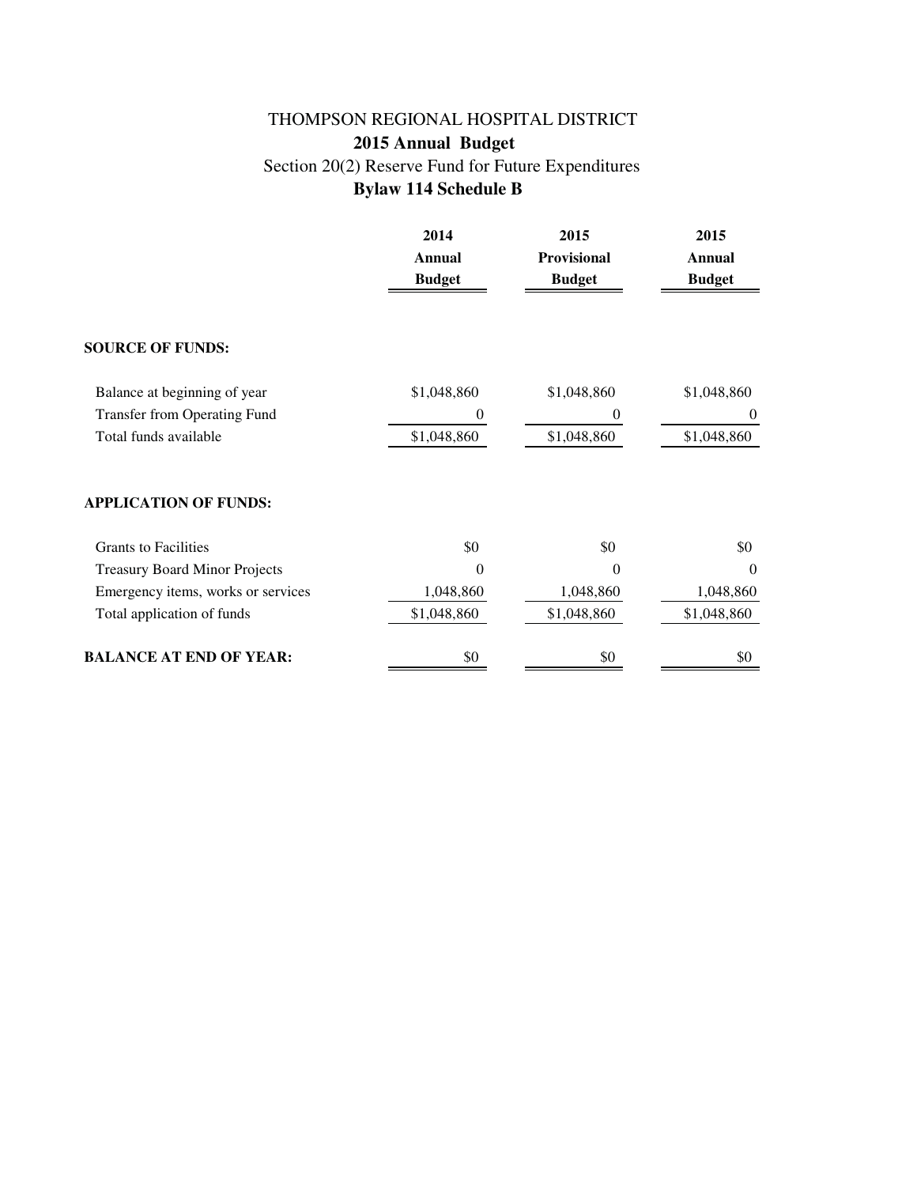# THOMPSON REGIONAL HOSPITAL DISTRICT

## 2015 Annual Budget

Section 20(2) Reserve Fund for Future Expenditures

**Bylaw 114 Schedule B**

| | 2014 Annual Budget | 2015 Provisional Budget | 2015 Annual Budget |
|---|---|---|---|
| **SOURCE OF FUNDS:** | | | |
| Balance at beginning of year | $1,048,860 | $1,048,860 | $1,048,860 |
| Transfer from Operating Fund | 0 | 0 | 0 |
| Total funds available | $1,048,860 | $1,048,860 | $1,048,860 |
| **APPLICATION OF FUNDS:** | | | |
| Grants to Facilities | $0 | $0 | $0 |
| Treasury Board Minor Projects | 0 | 0 | 0 |
| Emergency items, works or services | 1,048,860 | 1,048,860 | 1,048,860 |
| Total application of funds | $1,048,860 | $1,048,860 | $1,048,860 |
| **BALANCE AT END OF YEAR:** | $0 | $0 | $0 |